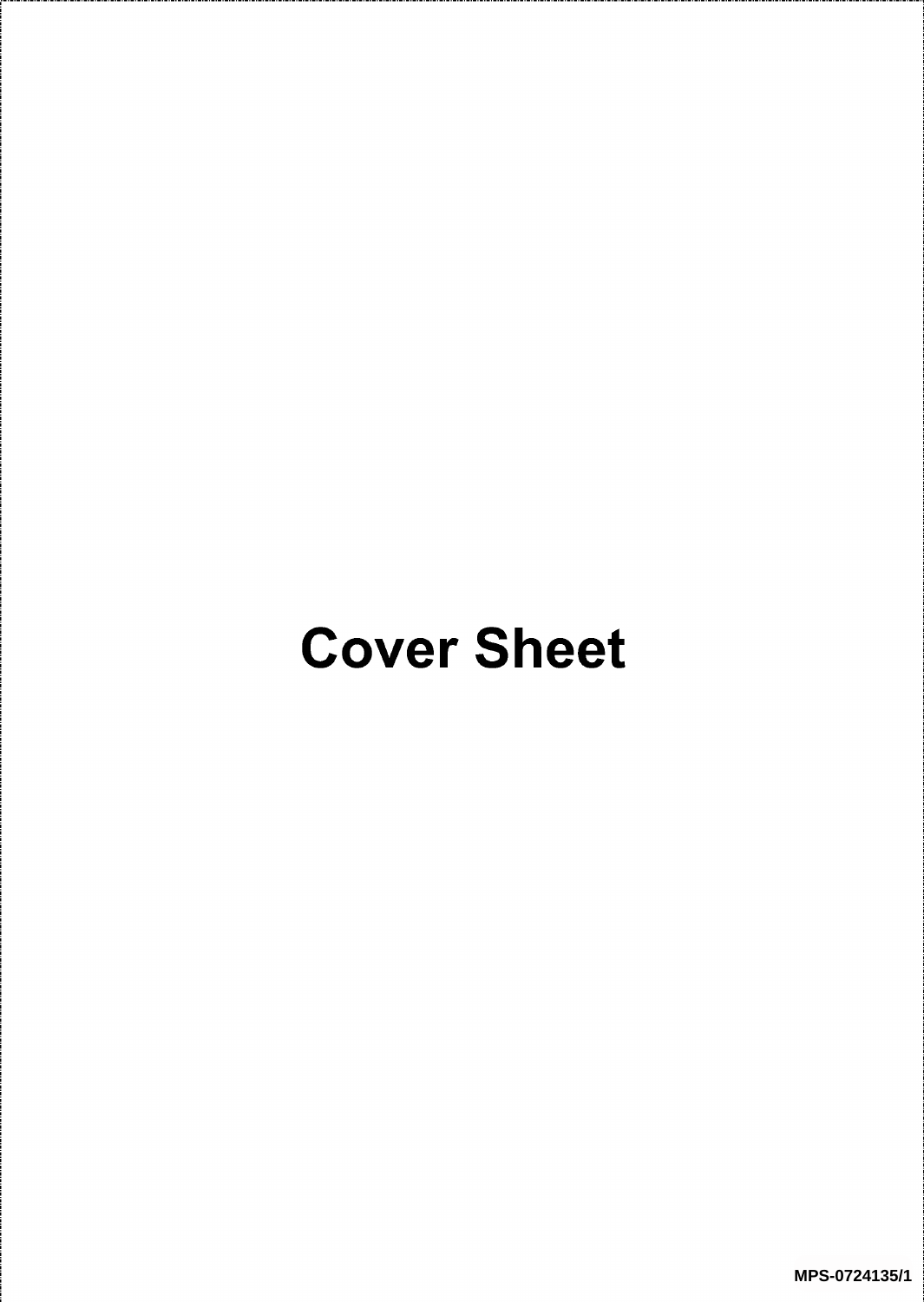# Cover Sheet

MPS-0724135/1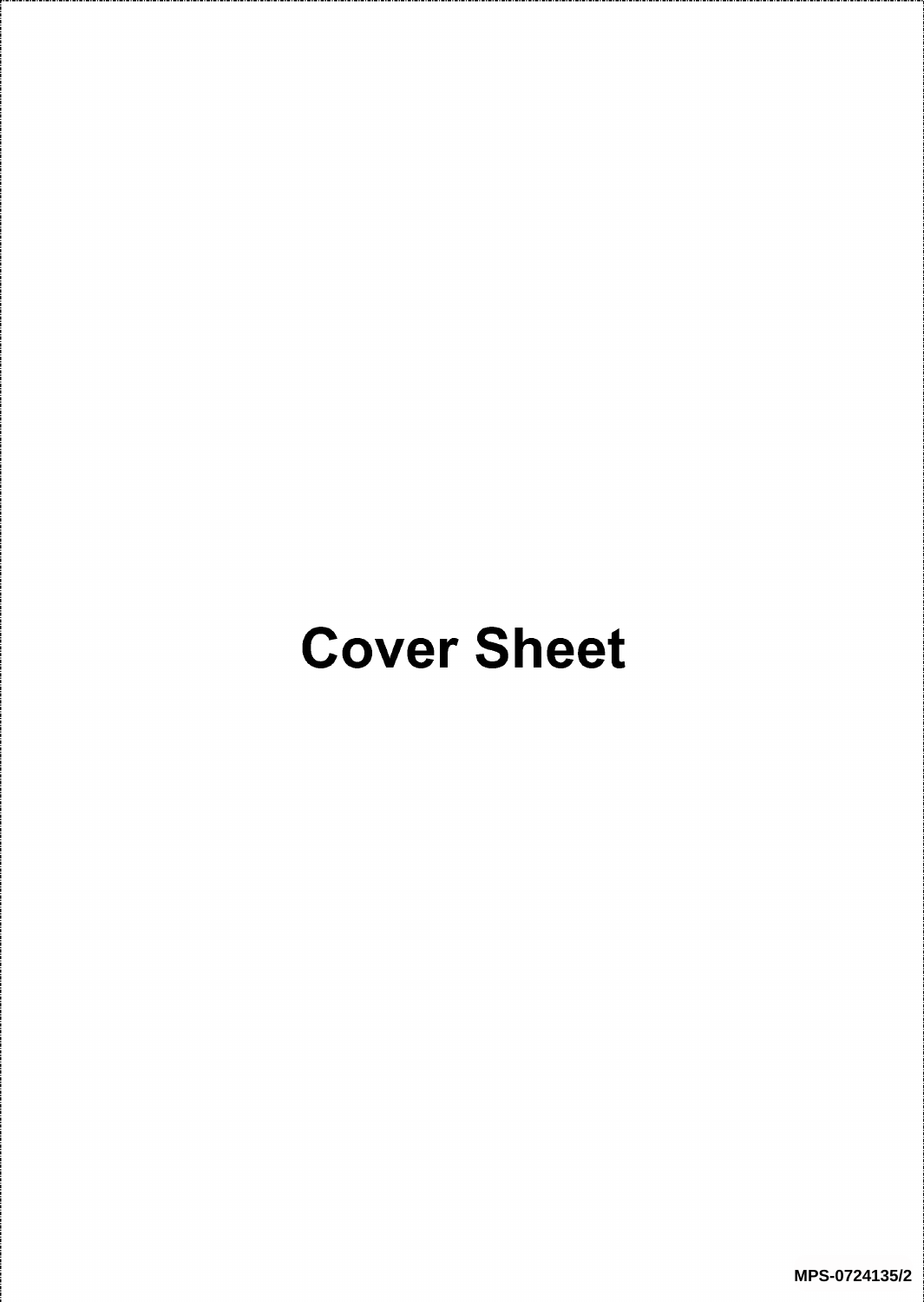# Cover Sheet

MPS-0724135/2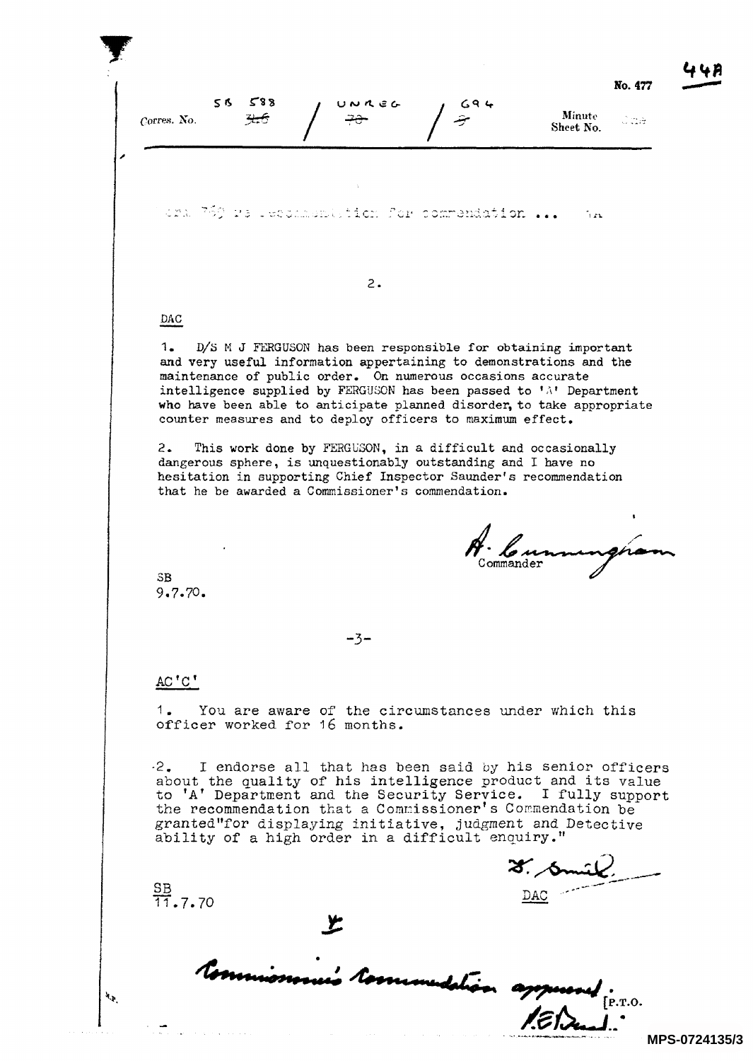No. 477

Corres. No. SS 588 ~~346~~ / UNREG ~~70~~ / 694 ~~7~~

Minute Sheet No. One

... re recommendation for commendation ... ...

2.

DAC

1. D/S M J FERGUSON has been responsible for obtaining important and very useful information appertaining to demonstrations and the maintenance of public order. On numerous occasions accurate intelligence supplied by FERGUSON has been passed to 'A' Department who have been able to anticipate planned disorder, to take appropriate counter measures and to deploy officers to maximum effect.

2. This work done by FERGUSON, in a difficult and occasionally dangerous sphere, is unquestionably outstanding and I have no hesitation in supporting Chief Inspector Saunder's recommendation that he be awarded a Commissioner's commendation.

A. Cunningham
Commander

SB
9.7.70.

-3-

AC'C'

1. You are aware of the circumstances under which this officer worked for 16 months.

2. I endorse all that has been said by his senior officers about the quality of his intelligence product and its value to 'A' Department and the Security Service. I fully support the recommendation that a Commissioner's Commendation be granted "for displaying initiative, judgment and Detective ability of a high order in a difficult enquiry."

D. Smith
DAC

SB
11.7.70

Commissioner's Commendation approved.

[P.T.O.

MPS-0724135/3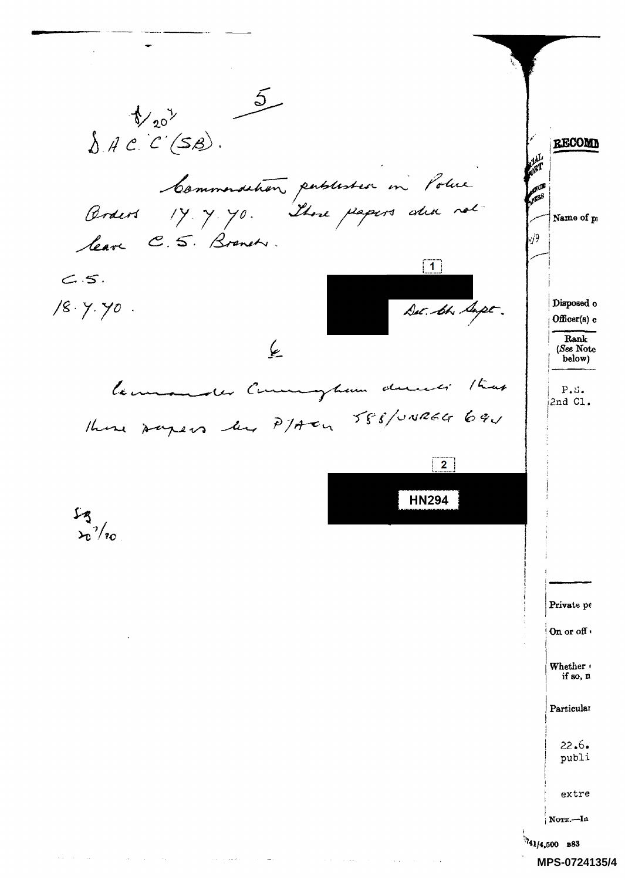5

A/20/7

D.A.C. C. (SB).

Commendation published in Police Orders 17.7.70. These papers did not leave C.S. Branch.

C.S.

18.7.70.

[1] [redacted] Det. Ch. Supt.

6

Commander Cunningham directs that these papers be P/A to 58S/UNREG 694

[2] [redacted] HN294

SB

20/7/70

---

RECOMM

Name of p

Disposed o
Officer(s) c

Rank
(See Note below)

P.S.
2nd Cl.

Private pe

On or off

Whether
if so, n

Particular

22.6.
publi

extre

Note.—In

741/4,500 B83

MPS-0724135/4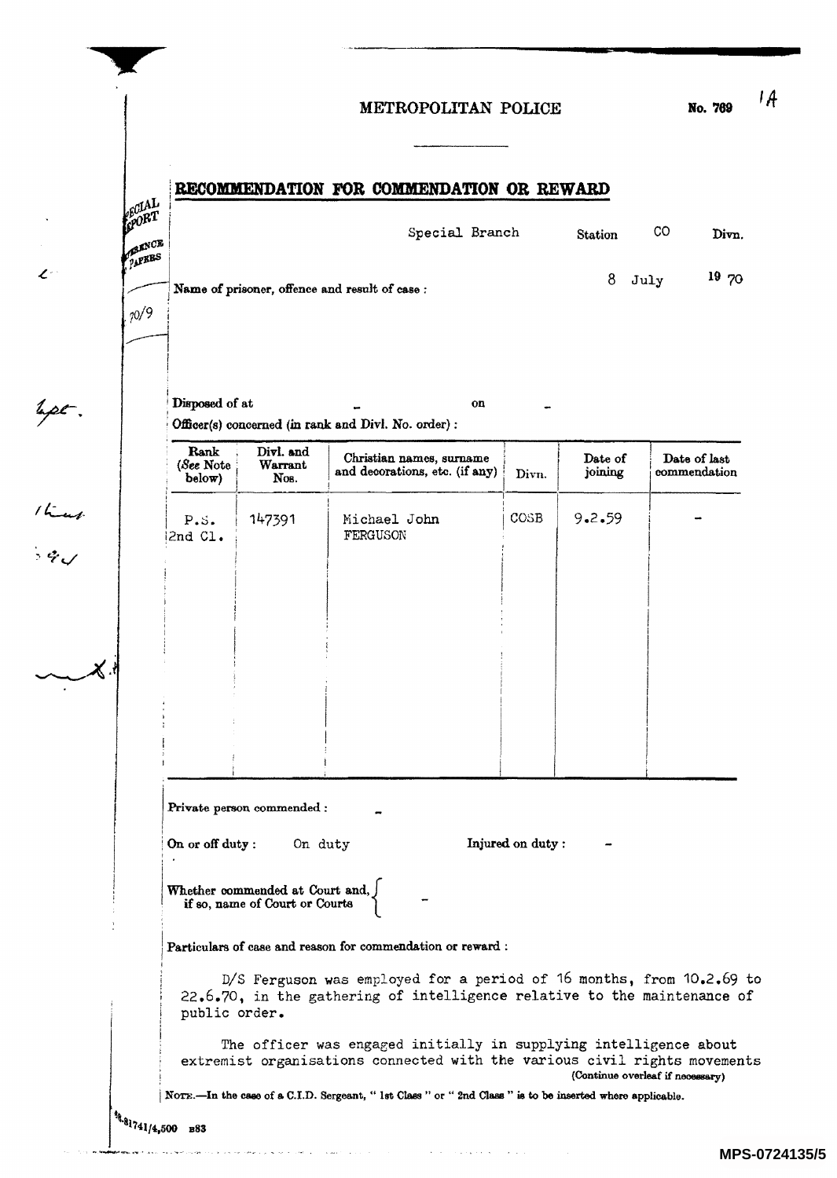# METROPOLITAN POLICE

No. 769

## RECOMMENDATION FOR COMMENDATION OR REWARD

Special Branch Station CO Divn.

8 July 19 70

Name of prisoner, offence and result of case :

Disposed of at - on -

Officer(s) concerned (in rank and Divl. No. order) :

| Rank (*See* Note below) | Divl. and Warrant Nos. | Christian names, surname and decorations, etc. (if any) | Divn. | Date of joining | Date of last commendation |
|---|---|---|---|---|---|
| P.S. 2nd Cl. | 147391 | Michael John FERGUSON | COSB | 9.2.59 | - |

Private person commended : -

On or off duty : On duty Injured on duty : -

Whether commended at Court and, if so, name of Court or Courts -

Particulars of case and reason for commendation or reward :

D/S Ferguson was employed for a period of 16 months, from 10.2.69 to 22.6.70, in the gathering of intelligence relative to the maintenance of public order.

The officer was engaged initially in supplying intelligence about extremist organisations connected with the various civil rights movements

(Continue overleaf if necessary)

NOTE.—In the case of a C.I.D. Sergeant, " 1st Class " or " 2nd Class " is to be inserted where applicable.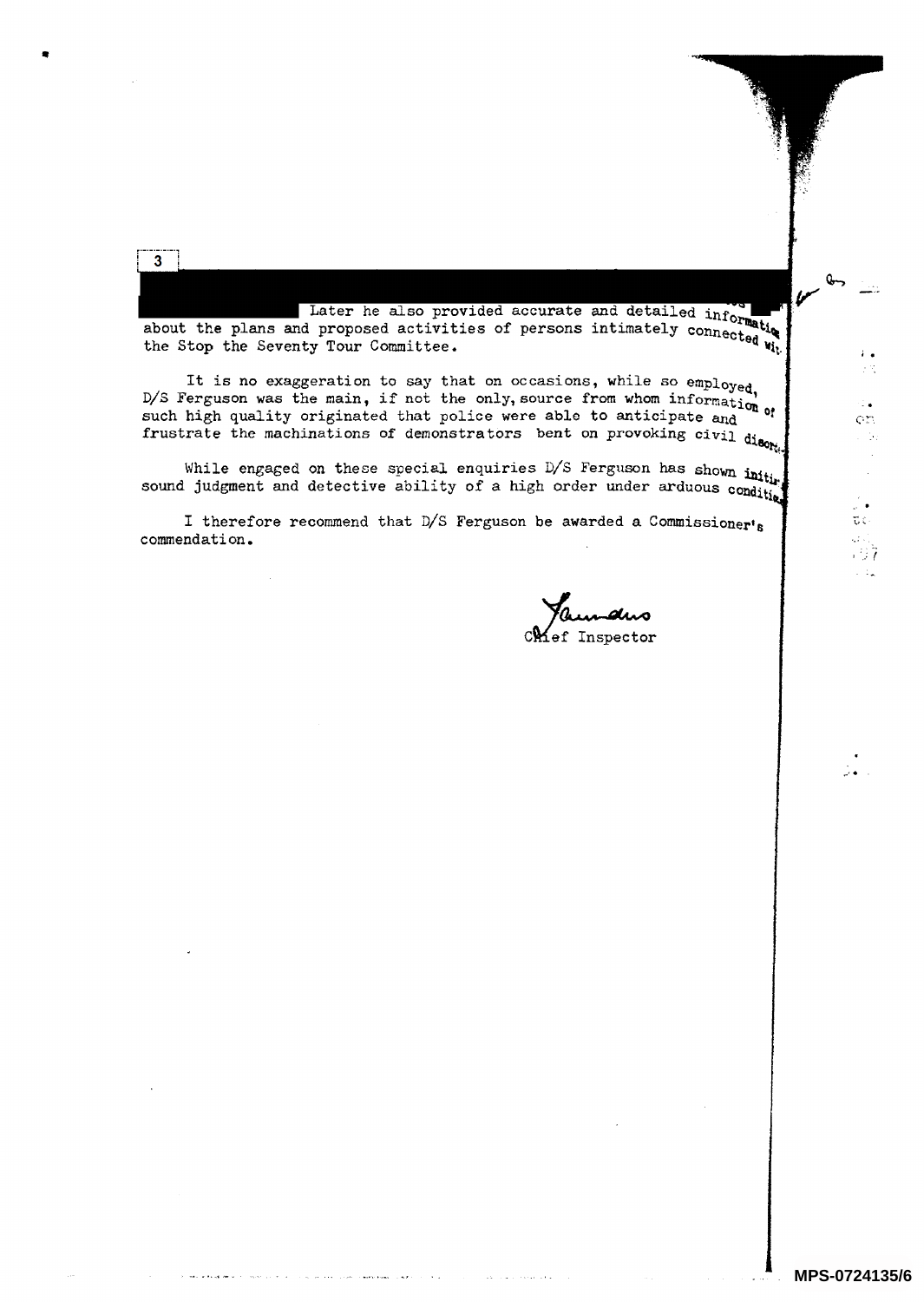3

Later he also provided accurate and detailed information about the plans and proposed activities of persons intimately connected with the Stop the Seventy Tour Committee.

It is no exaggeration to say that on occasions, while so employed, D/S Ferguson was the main, if not the only, source from whom information of such high quality originated that police were able to anticipate and frustrate the machinations of demonstrators bent on provoking civil disorder.

While engaged on these special enquiries D/S Ferguson has shown initiative, sound judgment and detective ability of a high order under arduous conditions.

I therefore recommend that D/S Ferguson be awarded a Commissioner's commendation.

Saunders
Chief Inspector

MPS-0724135/6